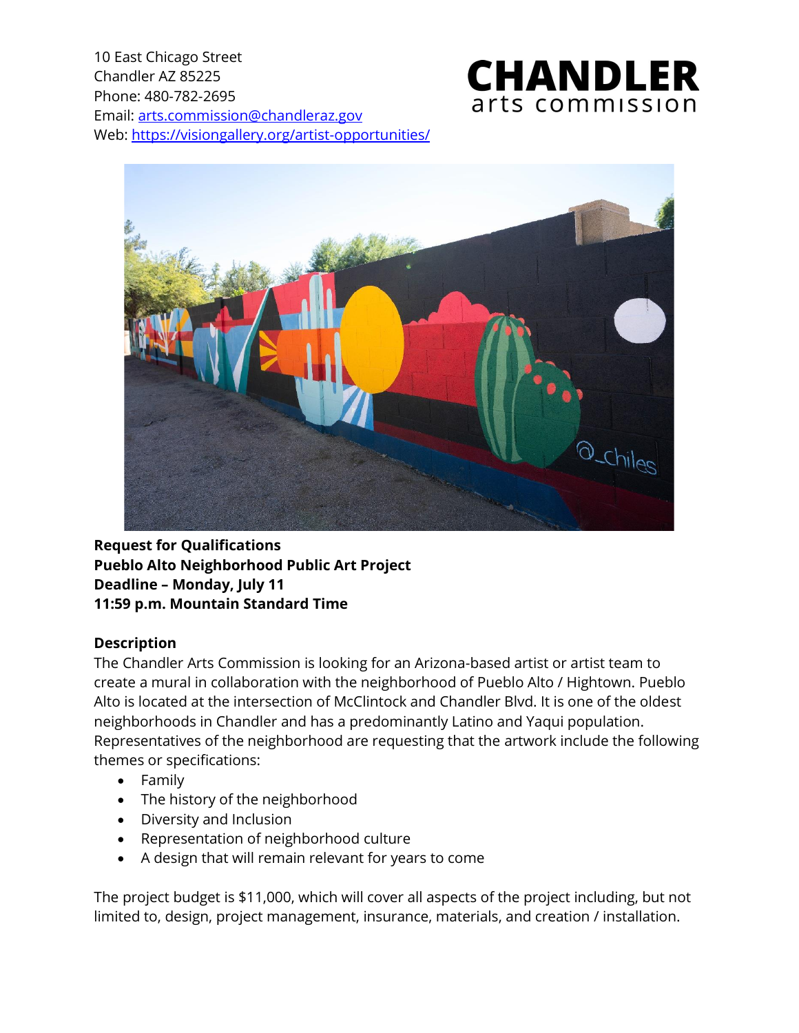10 East Chicago Street
Chandler AZ 85225
Phone: 480-782-2695
Email: arts.commission@chandleraz.gov
Web: https://visiongallery.org/artist-opportunities/

**CHANDLER**
arts commission

**Request for Qualifications**
**Pueblo Alto Neighborhood Public Art Project**
**Deadline – Monday, July 11**
**11:59 p.m. Mountain Standard Time**

### Description

The Chandler Arts Commission is looking for an Arizona-based artist or artist team to create a mural in collaboration with the neighborhood of Pueblo Alto / Hightown. Pueblo Alto is located at the intersection of McClintock and Chandler Blvd. It is one of the oldest neighborhoods in Chandler and has a predominantly Latino and Yaqui population. Representatives of the neighborhood are requesting that the artwork include the following themes or specifications:

- Family
- The history of the neighborhood
- Diversity and Inclusion
- Representation of neighborhood culture
- A design that will remain relevant for years to come

The project budget is $11,000, which will cover all aspects of the project including, but not limited to, design, project management, insurance, materials, and creation / installation.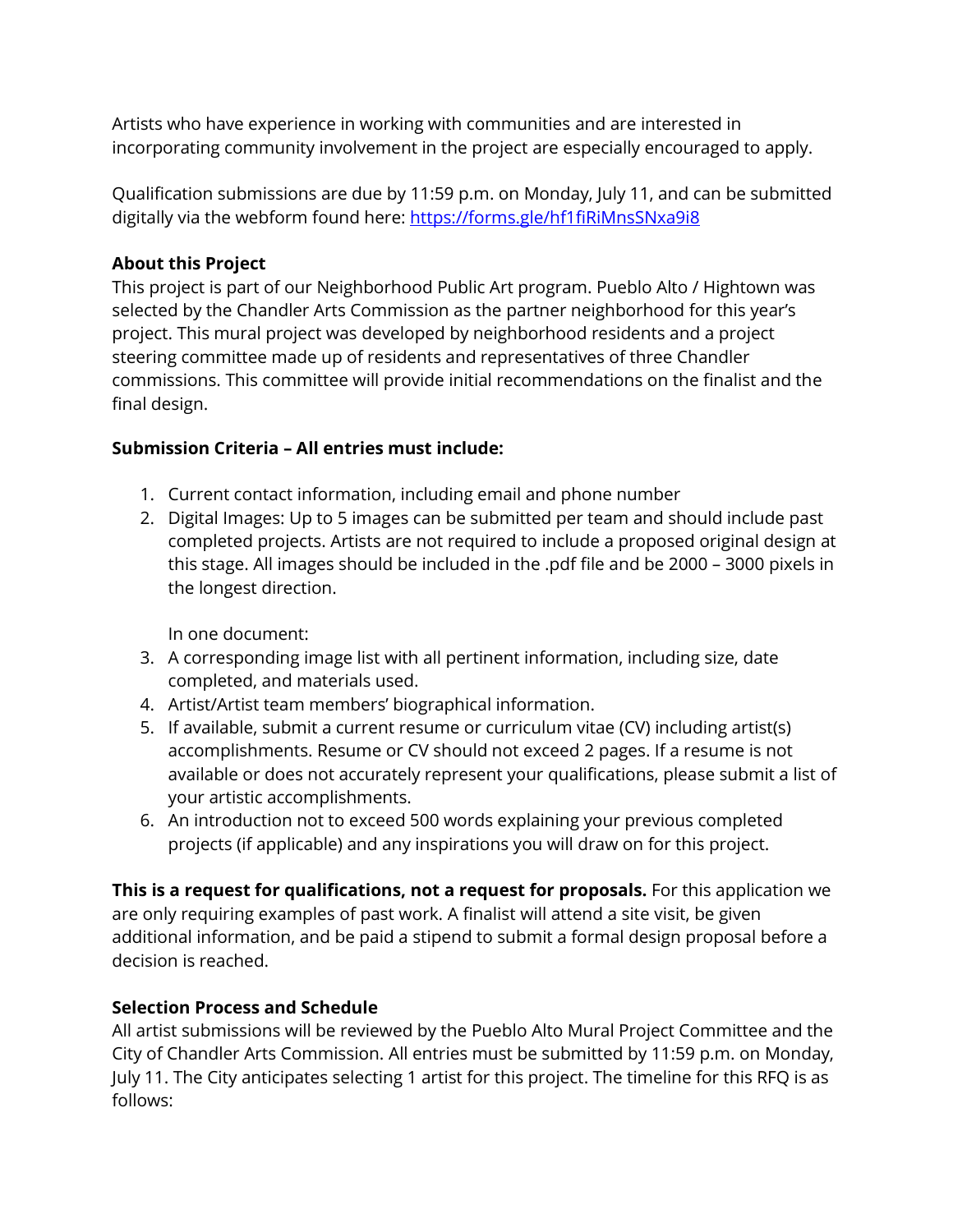Artists who have experience in working with communities and are interested in incorporating community involvement in the project are especially encouraged to apply.

Qualification submissions are due by 11:59 p.m. on Monday, July 11, and can be submitted digitally via the webform found here: https://forms.gle/hf1fiRiMnsSNxa9i8

**About this Project**

This project is part of our Neighborhood Public Art program. Pueblo Alto / Hightown was selected by the Chandler Arts Commission as the partner neighborhood for this year's project. This mural project was developed by neighborhood residents and a project steering committee made up of residents and representatives of three Chandler commissions. This committee will provide initial recommendations on the finalist and the final design.

**Submission Criteria – All entries must include:**

1. Current contact information, including email and phone number
2. Digital Images: Up to 5 images can be submitted per team and should include past completed projects. Artists are not required to include a proposed original design at this stage. All images should be included in the .pdf file and be 2000 – 3000 pixels in the longest direction.

   In one document:
3. A corresponding image list with all pertinent information, including size, date completed, and materials used.
4. Artist/Artist team members' biographical information.
5. If available, submit a current resume or curriculum vitae (CV) including artist(s) accomplishments. Resume or CV should not exceed 2 pages. If a resume is not available or does not accurately represent your qualifications, please submit a list of your artistic accomplishments.
6. An introduction not to exceed 500 words explaining your previous completed projects (if applicable) and any inspirations you will draw on for this project.

**This is a request for qualifications, not a request for proposals.** For this application we are only requiring examples of past work. A finalist will attend a site visit, be given additional information, and be paid a stipend to submit a formal design proposal before a decision is reached.

**Selection Process and Schedule**

All artist submissions will be reviewed by the Pueblo Alto Mural Project Committee and the City of Chandler Arts Commission. All entries must be submitted by 11:59 p.m. on Monday, July 11. The City anticipates selecting 1 artist for this project. The timeline for this RFQ is as follows: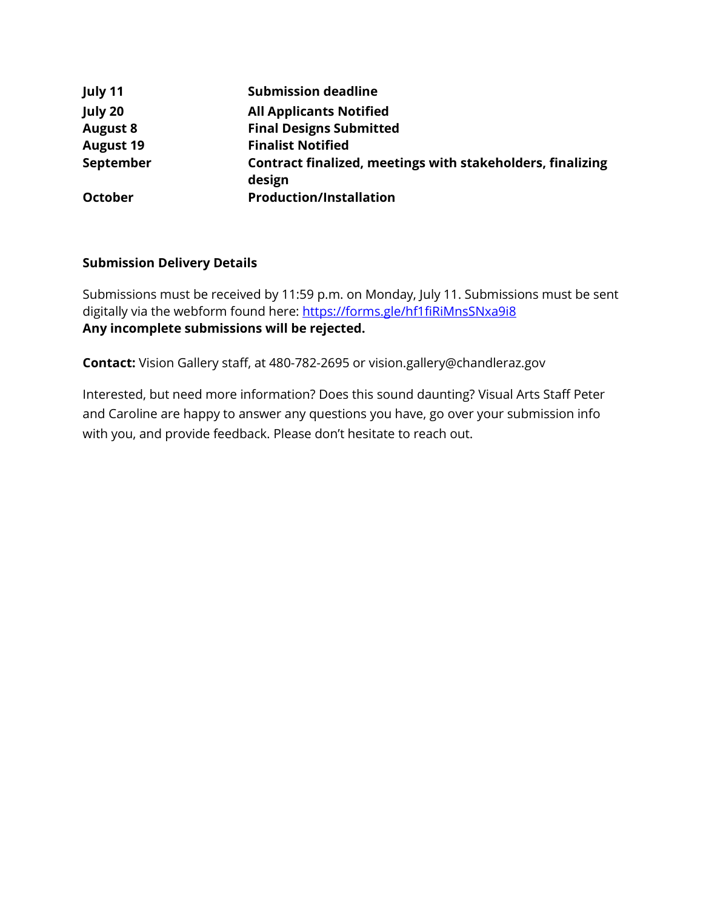| | |
|---|---|
| **July 11** | **Submission deadline** |
| **July 20** | **All Applicants Notified** |
| **August 8** | **Final Designs Submitted** |
| **August 19** | **Finalist Notified** |
| **September** | **Contract finalized, meetings with stakeholders, finalizing design** |
| **October** | **Production/Installation** |

**Submission Delivery Details**

Submissions must be received by 11:59 p.m. on Monday, July 11. Submissions must be sent digitally via the webform found here: https://forms.gle/hf1fiRiMnsSNxa9i8
**Any incomplete submissions will be rejected.**

**Contact:** Vision Gallery staff, at 480-782-2695 or vision.gallery@chandleraz.gov

Interested, but need more information? Does this sound daunting? Visual Arts Staff Peter and Caroline are happy to answer any questions you have, go over your submission info with you, and provide feedback. Please don't hesitate to reach out.